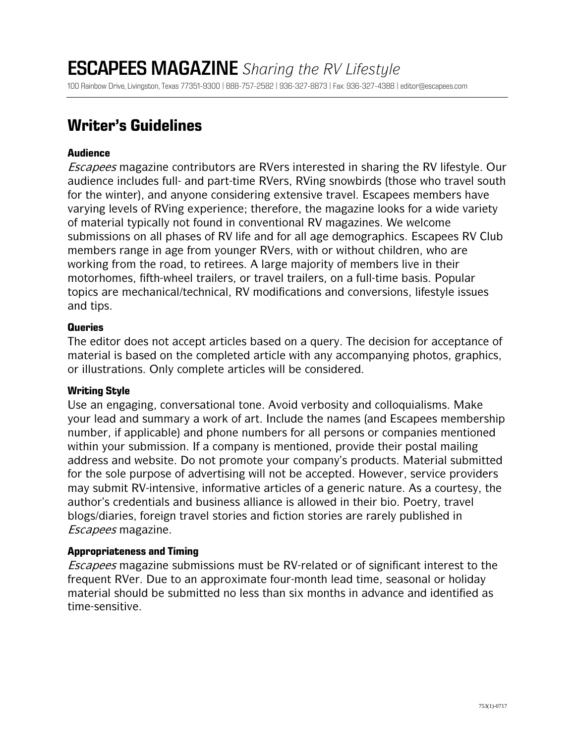# ESCAPEES MAGAZINE *Sharing the RV Lifestyle*

100 Rainbow Drive, Livingston, Texas 77351-9300 | 888-757-2582 | 936-327-8873 | Fax: 936-327-4388 | editor@escapees.com

## Writer's Guidelines

### Audience

*Escapees* magazine contributors are RVers interested in sharing the RV lifestyle. Our audience includes full- and part-time RVers, RVing snowbirds (those who travel south for the winter), and anyone considering extensive travel. Escapees members have varying levels of RVing experience; therefore, the magazine looks for a wide variety of material typically not found in conventional RV magazines. We welcome submissions on all phases of RV life and for all age demographics. Escapees RV Club members range in age from younger RVers, with or without children, who are working from the road, to retirees. A large majority of members live in their motorhomes, fifth-wheel trailers, or travel trailers, on a full-time basis. Popular topics are mechanical/technical, RV modifications and conversions, lifestyle issues and tips.

### Queries

The editor does not accept articles based on a query. The decision for acceptance of material is based on the completed article with any accompanying photos, graphics, or illustrations. Only complete articles will be considered.

### Writing Style

Use an engaging, conversational tone. Avoid verbosity and colloquialisms. Make your lead and summary a work of art. Include the names (and Escapees membership number, if applicable) and phone numbers for all persons or companies mentioned within your submission. If a company is mentioned, provide their postal mailing address and website. Do not promote your company's products. Material submitted for the sole purpose of advertising will not be accepted. However, service providers may submit RV-intensive, informative articles of a generic nature. As a courtesy, the author's credentials and business alliance is allowed in their bio. Poetry, travel blogs/diaries, foreign travel stories and fiction stories are rarely published in *Escapees* magazine.

### Appropriateness and Timing

*Escapees* magazine submissions must be RV-related or of significant interest to the frequent RVer. Due to an approximate four-month lead time, seasonal or holiday material should be submitted no less than six months in advance and identified as time-sensitive.

753(1)-0717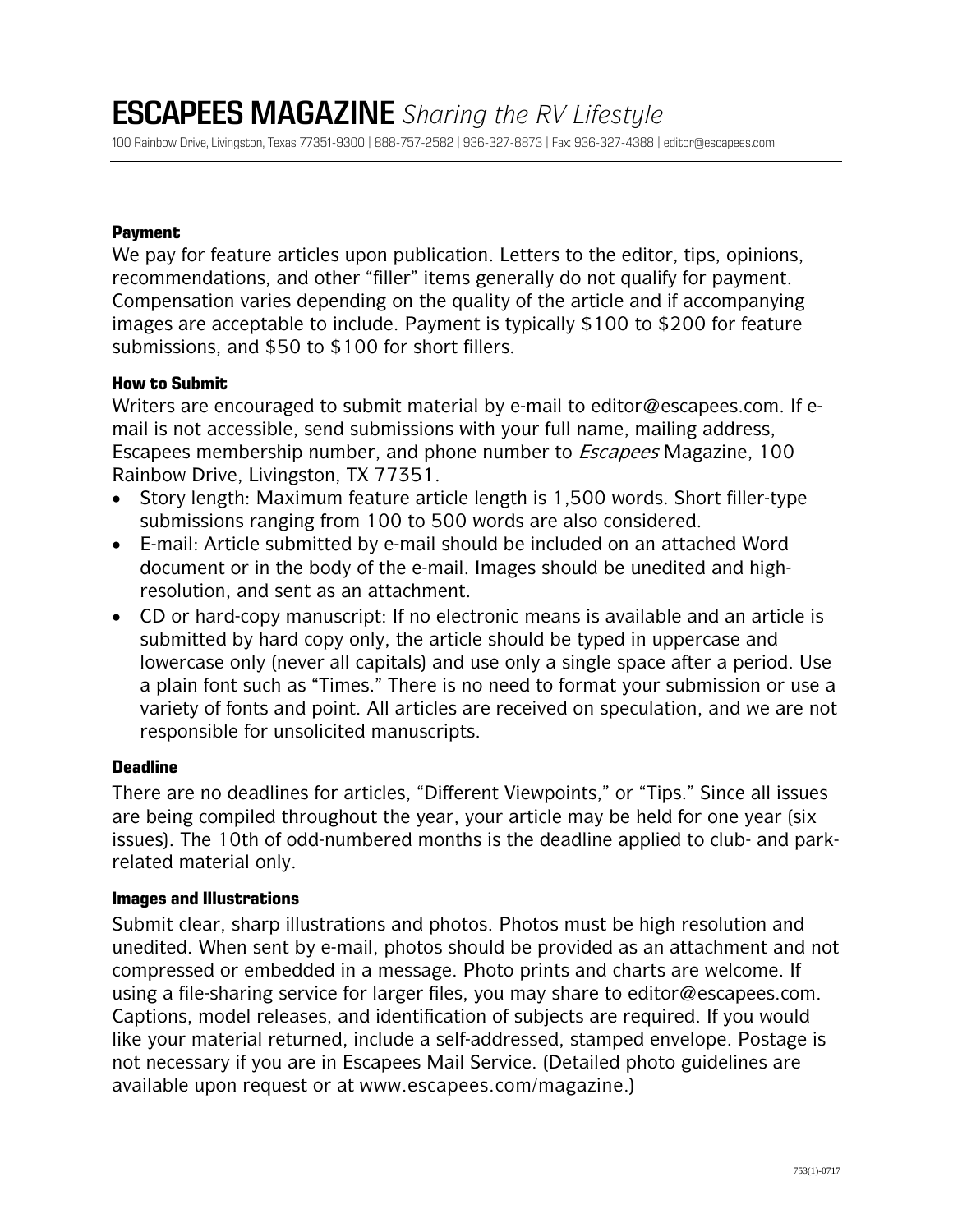## Payment

We pay for feature articles upon publication. Letters to the editor, tips, opinions, recommendations, and other "filler" items generally do not qualify for payment. Compensation varies depending on the quality of the article and if accompanying images are acceptable to include. Payment is typically $100 to $200 for feature submissions, and $50 to $100 for short fillers.

## How to Submit

Writers are encouraged to submit material by e-mail to editor@escapees.com. If e-mail is not accessible, send submissions with your full name, mailing address, Escapees membership number, and phone number to *Escapees* Magazine, 100 Rainbow Drive, Livingston, TX 77351.

- Story length: Maximum feature article length is 1,500 words. Short filler-type submissions ranging from 100 to 500 words are also considered.
- E-mail: Article submitted by e-mail should be included on an attached Word document or in the body of the e-mail. Images should be unedited and high-resolution, and sent as an attachment.
- CD or hard-copy manuscript: If no electronic means is available and an article is submitted by hard copy only, the article should be typed in uppercase and lowercase only (never all capitals) and use only a single space after a period. Use a plain font such as "Times." There is no need to format your submission or use a variety of fonts and point. All articles are received on speculation, and we are not responsible for unsolicited manuscripts.

## Deadline

There are no deadlines for articles, "Different Viewpoints," or "Tips." Since all issues are being compiled throughout the year, your article may be held for one year (six issues). The 10th of odd-numbered months is the deadline applied to club- and park-related material only.

## Images and Illustrations

Submit clear, sharp illustrations and photos. Photos must be high resolution and unedited. When sent by e-mail, photos should be provided as an attachment and not compressed or embedded in a message. Photo prints and charts are welcome. If using a file-sharing service for larger files, you may share to editor@escapees.com. Captions, model releases, and identification of subjects are required. If you would like your material returned, include a self-addressed, stamped envelope. Postage is not necessary if you are in Escapees Mail Service. (Detailed photo guidelines are available upon request or at www.escapees.com/magazine.)

753(1)-0717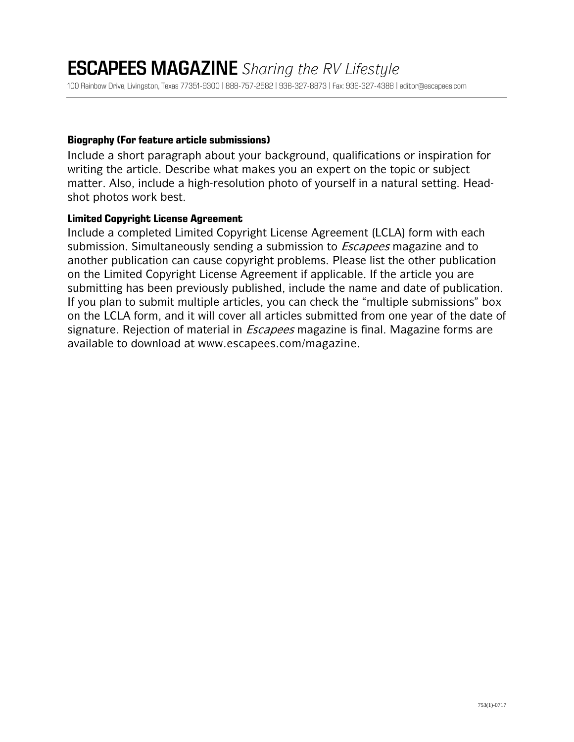# ESCAPEES MAGAZINE *Sharing the RV Lifestyle*

100 Rainbow Drive, Livingston, Texas 77351-9300 | 888-757-2582 | 936-327-8873 | Fax: 936-327-4388 | editor@escapees.com

---

**Biography (For feature article submissions)**

Include a short paragraph about your background, qualifications or inspiration for writing the article. Describe what makes you an expert on the topic or subject matter. Also, include a high-resolution photo of yourself in a natural setting. Head-shot photos work best.

**Limited Copyright License Agreement**

Include a completed Limited Copyright License Agreement (LCLA) form with each submission. Simultaneously sending a submission to *Escapees* magazine and to another publication can cause copyright problems. Please list the other publication on the Limited Copyright License Agreement if applicable. If the article you are submitting has been previously published, include the name and date of publication. If you plan to submit multiple articles, you can check the "multiple submissions" box on the LCLA form, and it will cover all articles submitted from one year of the date of signature. Rejection of material in *Escapees* magazine is final. Magazine forms are available to download at www.escapees.com/magazine.

753(1)-0717